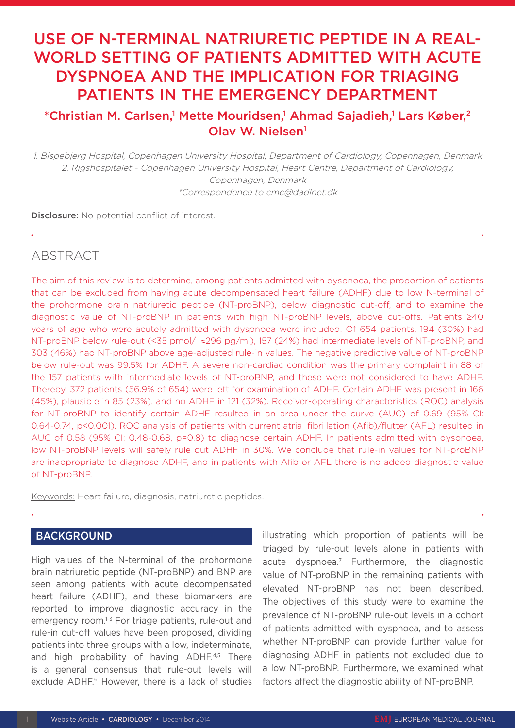# USE OF N-TERMINAL NATRIURETIC PEPTIDE IN A REAL-WORLD SETTING OF PATIENTS ADMITTED WITH ACUTE DYSPNOEA AND THE IMPLICATION FOR TRIAGING PATIENTS IN THE EMERGENCY DEPARTMENT

**\*Christian M. Carlsen,[1] Mette Mouridsen,[1] Ahmad Sajadieh,[1] Lars Køber,[2] Olav W. Nielsen[1]**

*1. Bispebjerg Hospital, Copenhagen University Hospital, Department of Cardiology, Copenhagen, Denmark*
*2. Rigshospitalet - Copenhagen University Hospital, Heart Centre, Department of Cardiology, Copenhagen, Denmark*
*\*Correspondence to cmc@dadlnet.dk*

**Disclosure:** No potential conflict of interest.

## ABSTRACT

The aim of this review is to determine, among patients admitted with dyspnoea, the proportion of patients that can be excluded from having acute decompensated heart failure (ADHF) due to low N-terminal of the prohormone brain natriuretic peptide (NT-proBNP), below diagnostic cut-off, and to examine the diagnostic value of NT-proBNP in patients with high NT-proBNP levels, above cut-offs. Patients ≥40 years of age who were acutely admitted with dyspnoea were included. Of 654 patients, 194 (30%) had NT-proBNP below rule-out (<35 pmol/l ≈296 pg/ml), 157 (24%) had intermediate levels of NT-proBNP, and 303 (46%) had NT-proBNP above age-adjusted rule-in values. The negative predictive value of NT-proBNP below rule-out was 99.5% for ADHF. A severe non-cardiac condition was the primary complaint in 88 of the 157 patients with intermediate levels of NT-proBNP, and these were not considered to have ADHF. Thereby, 372 patients (56.9% of 654) were left for examination of ADHF. Certain ADHF was present in 166 (45%), plausible in 85 (23%), and no ADHF in 121 (32%). Receiver-operating characteristics (ROC) analysis for NT-proBNP to identify certain ADHF resulted in an area under the curve (AUC) of 0.69 (95% CI: 0.64-0.74, $p<0.001$). ROC analysis of patients with current atrial fibrillation (Afib)/flutter (AFL) resulted in AUC of 0.58 (95% CI: 0.48-0.68, $p=0.8$) to diagnose certain ADHF. In patients admitted with dyspnoea, low NT-proBNP levels will safely rule out ADHF in 30%. We conclude that rule-in values for NT-proBNP are inappropriate to diagnose ADHF, and in patients with Afib or AFL there is no added diagnostic value of NT-proBNP.

Keywords: Heart failure, diagnosis, natriuretic peptides.

## BACKGROUND

High values of the N-terminal of the prohormone brain natriuretic peptide (NT-proBNP) and BNP are seen among patients with acute decompensated heart failure (ADHF), and these biomarkers are reported to improve diagnostic accuracy in the emergency room.[1-3] For triage patients, rule-out and rule-in cut-off values have been proposed, dividing patients into three groups with a low, indeterminate, and high probability of having ADHF.[4,5] There is a general consensus that rule-out levels will exclude ADHF.[6] However, there is a lack of studies illustrating which proportion of patients will be triaged by rule-out levels alone in patients with acute dyspnoea.[7] Furthermore, the diagnostic value of NT-proBNP in the remaining patients with elevated NT-proBNP has not been described. The objectives of this study were to examine the prevalence of NT-proBNP rule-out levels in a cohort of patients admitted with dyspnoea, and to assess whether NT-proBNP can provide further value for diagnosing ADHF in patients not excluded due to a low NT-proBNP. Furthermore, we examined what factors affect the diagnostic ability of NT-proBNP.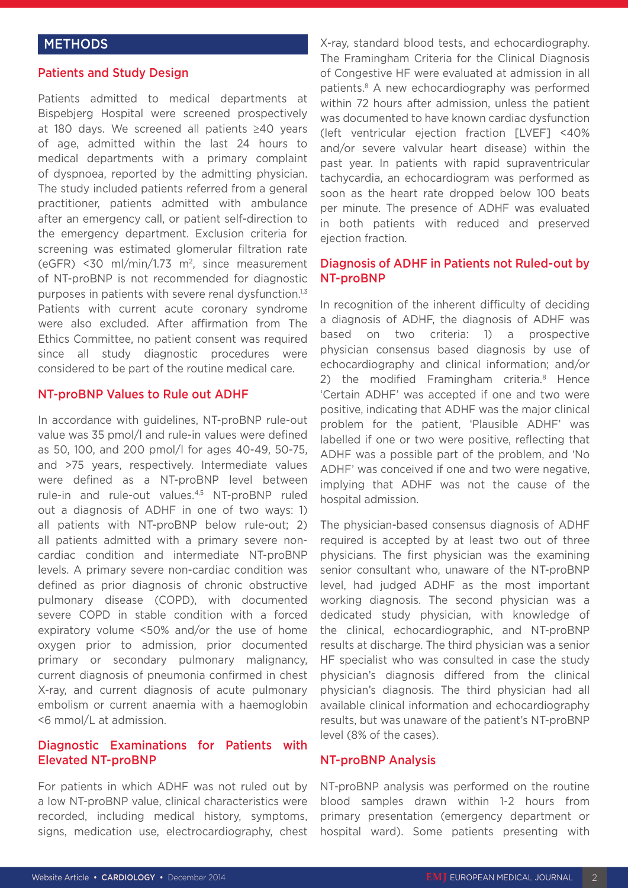## METHODS

### Patients and Study Design

Patients admitted to medical departments at Bispebjerg Hospital were screened prospectively at 180 days. We screened all patients ≥40 years of age, admitted within the last 24 hours to medical departments with a primary complaint of dyspnoea, reported by the admitting physician. The study included patients referred from a general practitioner, patients admitted with ambulance after an emergency call, or patient self-direction to the emergency department. Exclusion criteria for screening was estimated glomerular filtration rate (eGFR) <30 ml/min/1.73 $m^2$, since measurement of NT-proBNP is not recommended for diagnostic purposes in patients with severe renal dysfunction.[1,3] Patients with current acute coronary syndrome were also excluded. After affirmation from The Ethics Committee, no patient consent was required since all study diagnostic procedures were considered to be part of the routine medical care.

### NT-proBNP Values to Rule out ADHF

In accordance with guidelines, NT-proBNP rule-out value was 35 pmol/l and rule-in values were defined as 50, 100, and 200 pmol/l for ages 40-49, 50-75, and >75 years, respectively. Intermediate values were defined as a NT-proBNP level between rule-in and rule-out values.[4,5] NT-proBNP ruled out a diagnosis of ADHF in one of two ways: 1) all patients with NT-proBNP below rule-out; 2) all patients admitted with a primary severe non-cardiac condition and intermediate NT-proBNP levels. A primary severe non-cardiac condition was defined as prior diagnosis of chronic obstructive pulmonary disease (COPD), with documented severe COPD in stable condition with a forced expiratory volume <50% and/or the use of home oxygen prior to admission, prior documented primary or secondary pulmonary malignancy, current diagnosis of pneumonia confirmed in chest X-ray, and current diagnosis of acute pulmonary embolism or current anaemia with a haemoglobin <6 mmol/L at admission.

### Diagnostic Examinations for Patients with Elevated NT-proBNP

For patients in which ADHF was not ruled out by a low NT-proBNP value, clinical characteristics were recorded, including medical history, symptoms, signs, medication use, electrocardiography, chest X-ray, standard blood tests, and echocardiography. The Framingham Criteria for the Clinical Diagnosis of Congestive HF were evaluated at admission in all patients.[8] A new echocardiography was performed within 72 hours after admission, unless the patient was documented to have known cardiac dysfunction (left ventricular ejection fraction [LVEF] <40% and/or severe valvular heart disease) within the past year. In patients with rapid supraventricular tachycardia, an echocardiogram was performed as soon as the heart rate dropped below 100 beats per minute. The presence of ADHF was evaluated in both patients with reduced and preserved ejection fraction.

### Diagnosis of ADHF in Patients not Ruled-out by NT-proBNP

In recognition of the inherent difficulty of deciding a diagnosis of ADHF, the diagnosis of ADHF was based on two criteria: 1) a prospective physician consensus based diagnosis by use of echocardiography and clinical information; and/or 2) the modified Framingham criteria.[8] Hence 'Certain ADHF' was accepted if one and two were positive, indicating that ADHF was the major clinical problem for the patient, 'Plausible ADHF' was labelled if one or two were positive, reflecting that ADHF was a possible part of the problem, and 'No ADHF' was conceived if one and two were negative, implying that ADHF was not the cause of the hospital admission.

The physician-based consensus diagnosis of ADHF required is accepted by at least two out of three physicians. The first physician was the examining senior consultant who, unaware of the NT-proBNP level, had judged ADHF as the most important working diagnosis. The second physician was a dedicated study physician, with knowledge of the clinical, echocardiographic, and NT-proBNP results at discharge. The third physician was a senior HF specialist who was consulted in case the study physician's diagnosis differed from the clinical physician's diagnosis. The third physician had all available clinical information and echocardiography results, but was unaware of the patient's NT-proBNP level (8% of the cases).

### NT-proBNP Analysis

NT-proBNP analysis was performed on the routine blood samples drawn within 1-2 hours from primary presentation (emergency department or hospital ward). Some patients presenting with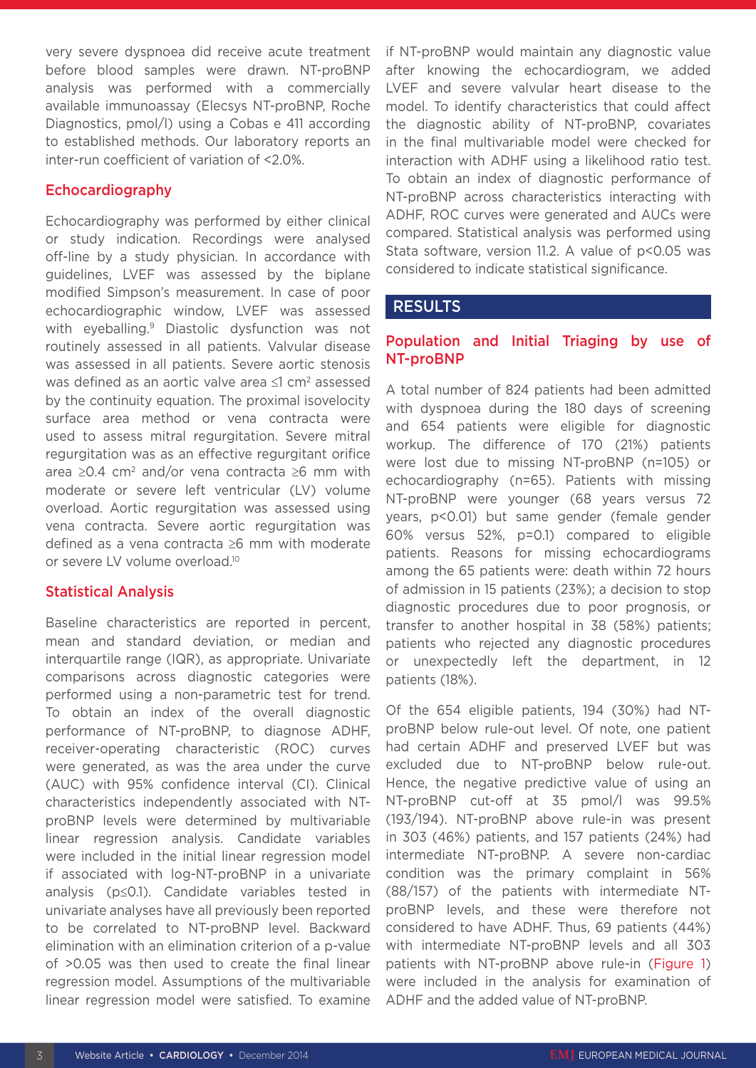very severe dyspnoea did receive acute treatment before blood samples were drawn. NT-proBNP analysis was performed with a commercially available immunoassay (Elecsys NT-proBNP, Roche Diagnostics, pmol/l) using a Cobas e 411 according to established methods. Our laboratory reports an inter-run coefficient of variation of <2.0%.

### Echocardiography

Echocardiography was performed by either clinical or study indication. Recordings were analysed off-line by a study physician. In accordance with guidelines, LVEF was assessed by the biplane modified Simpson's measurement. In case of poor echocardiographic window, LVEF was assessed with eyeballing.[9] Diastolic dysfunction was not routinely assessed in all patients. Valvular disease was assessed in all patients. Severe aortic stenosis was defined as an aortic valve area ≤1 cm² assessed by the continuity equation. The proximal isovelocity surface area method or vena contracta were used to assess mitral regurgitation. Severe mitral regurgitation was as an effective regurgitant orifice area ≥0.4 cm² and/or vena contracta ≥6 mm with moderate or severe left ventricular (LV) volume overload. Aortic regurgitation was assessed using vena contracta. Severe aortic regurgitation was defined as a vena contracta ≥6 mm with moderate or severe LV volume overload.[10]

### Statistical Analysis

Baseline characteristics are reported in percent, mean and standard deviation, or median and interquartile range (IQR), as appropriate. Univariate comparisons across diagnostic categories were performed using a non-parametric test for trend. To obtain an index of the overall diagnostic performance of NT-proBNP, to diagnose ADHF, receiver-operating characteristic (ROC) curves were generated, as was the area under the curve (AUC) with 95% confidence interval (CI). Clinical characteristics independently associated with NT-proBNP levels were determined by multivariable linear regression analysis. Candidate variables were included in the initial linear regression model if associated with log-NT-proBNP in a univariate analysis (p≤0.1). Candidate variables tested in univariate analyses have all previously been reported to be correlated to NT-proBNP level. Backward elimination with an elimination criterion of a p-value of >0.05 was then used to create the final linear regression model. Assumptions of the multivariable linear regression model were satisfied. To examine if NT-proBNP would maintain any diagnostic value after knowing the echocardiogram, we added LVEF and severe valvular heart disease to the model. To identify characteristics that could affect the diagnostic ability of NT-proBNP, covariates in the final multivariable model were checked for interaction with ADHF using a likelihood ratio test. To obtain an index of diagnostic performance of NT-proBNP across characteristics interacting with ADHF, ROC curves were generated and AUCs were compared. Statistical analysis was performed using Stata software, version 11.2. A value of p<0.05 was considered to indicate statistical significance.

## RESULTS

### Population and Initial Triaging by use of NT-proBNP

A total number of 824 patients had been admitted with dyspnoea during the 180 days of screening and 654 patients were eligible for diagnostic workup. The difference of 170 (21%) patients were lost due to missing NT-proBNP (n=105) or echocardiography (n=65). Patients with missing NT-proBNP were younger (68 years versus 72 years, p<0.01) but same gender (female gender 60% versus 52%, p=0.1) compared to eligible patients. Reasons for missing echocardiograms among the 65 patients were: death within 72 hours of admission in 15 patients (23%); a decision to stop diagnostic procedures due to poor prognosis, or transfer to another hospital in 38 (58%) patients; patients who rejected any diagnostic procedures or unexpectedly left the department, in 12 patients (18%).

Of the 654 eligible patients, 194 (30%) had NT-proBNP below rule-out level. Of note, one patient had certain ADHF and preserved LVEF but was excluded due to NT-proBNP below rule-out. Hence, the negative predictive value of using an NT-proBNP cut-off at 35 pmol/l was 99.5% (193/194). NT-proBNP above rule-in was present in 303 (46%) patients, and 157 patients (24%) had intermediate NT-proBNP. A severe non-cardiac condition was the primary complaint in 56% (88/157) of the patients with intermediate NT-proBNP levels, and these were therefore not considered to have ADHF. Thus, 69 patients (44%) with intermediate NT-proBNP levels and all 303 patients with NT-proBNP above rule-in (Figure 1) were included in the analysis for examination of ADHF and the added value of NT-proBNP.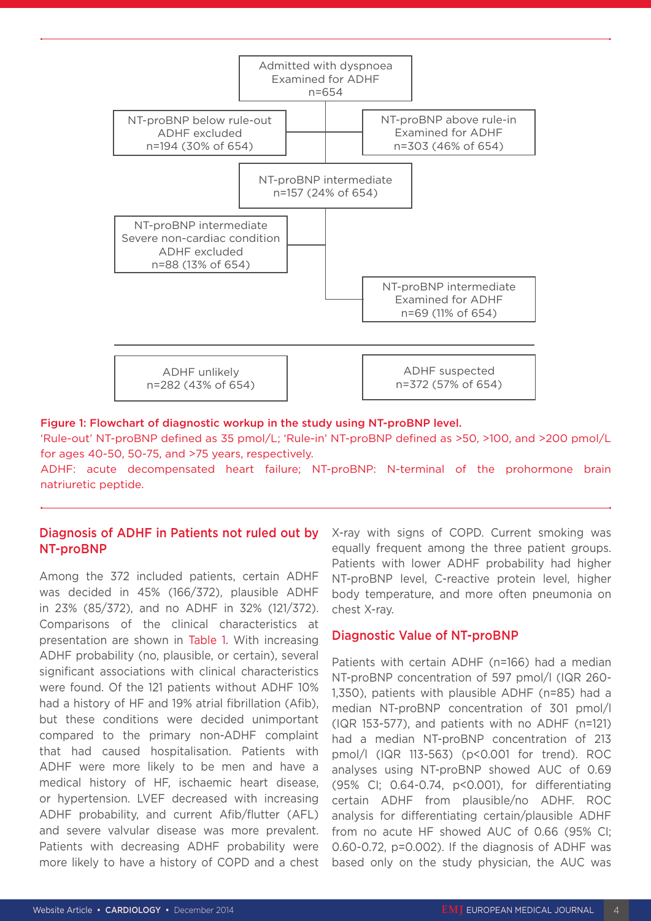Admitted with dyspnoea
Examined for ADHF
n=654

NT-proBNP below rule-out
ADHF excluded
n=194 (30% of 654)

NT-proBNP above rule-in
Examined for ADHF
n=303 (46% of 654)

NT-proBNP intermediate
n=157 (24% of 654)

NT-proBNP intermediate
Severe non-cardiac condition
ADHF excluded
n=88 (13% of 654)

NT-proBNP intermediate
Examined for ADHF
n=69 (11% of 654)

ADHF unlikely
n=282 (43% of 654)

ADHF suspected
n=372 (57% of 654)

**Figure 1: Flowchart of diagnostic workup in the study using NT-proBNP level.**
'Rule-out' NT-proBNP defined as 35 pmol/L; 'Rule-in' NT-proBNP defined as >50, >100, and >200 pmol/L for ages 40-50, 50-75, and >75 years, respectively.
ADHF: acute decompensated heart failure; NT-proBNP: N-terminal of the prohormone brain natriuretic peptide.

## Diagnosis of ADHF in Patients not ruled out by NT-proBNP

Among the 372 included patients, certain ADHF was decided in 45% (166/372), plausible ADHF in 23% (85/372), and no ADHF in 32% (121/372). Comparisons of the clinical characteristics at presentation are shown in Table 1. With increasing ADHF probability (no, plausible, or certain), several significant associations with clinical characteristics were found. Of the 121 patients without ADHF 10% had a history of HF and 19% atrial fibrillation (Afib), but these conditions were decided unimportant compared to the primary non-ADHF complaint that had caused hospitalisation. Patients with ADHF were more likely to be men and have a medical history of HF, ischaemic heart disease, or hypertension. LVEF decreased with increasing ADHF probability, and current Afib/flutter (AFL) and severe valvular disease was more prevalent. Patients with decreasing ADHF probability were more likely to have a history of COPD and a chest X-ray with signs of COPD. Current smoking was equally frequent among the three patient groups. Patients with lower ADHF probability had higher NT-proBNP level, C-reactive protein level, higher body temperature, and more often pneumonia on chest X-ray.

## Diagnostic Value of NT-proBNP

Patients with certain ADHF (n=166) had a median NT-proBNP concentration of 597 pmol/l (IQR 260-1,350), patients with plausible ADHF (n=85) had a median NT-proBNP concentration of 301 pmol/l (IQR 153-577), and patients with no ADHF (n=121) had a median NT-proBNP concentration of 213 pmol/l (IQR 113-563) ($p<0.001$ for trend). ROC analyses using NT-proBNP showed AUC of 0.69 (95% CI; 0.64-0.74, $p<0.001$), for differentiating certain ADHF from plausible/no ADHF. ROC analysis for differentiating certain/plausible ADHF from no acute HF showed AUC of 0.66 (95% CI; 0.60-0.72, $p=0.002$). If the diagnosis of ADHF was based only on the study physician, the AUC was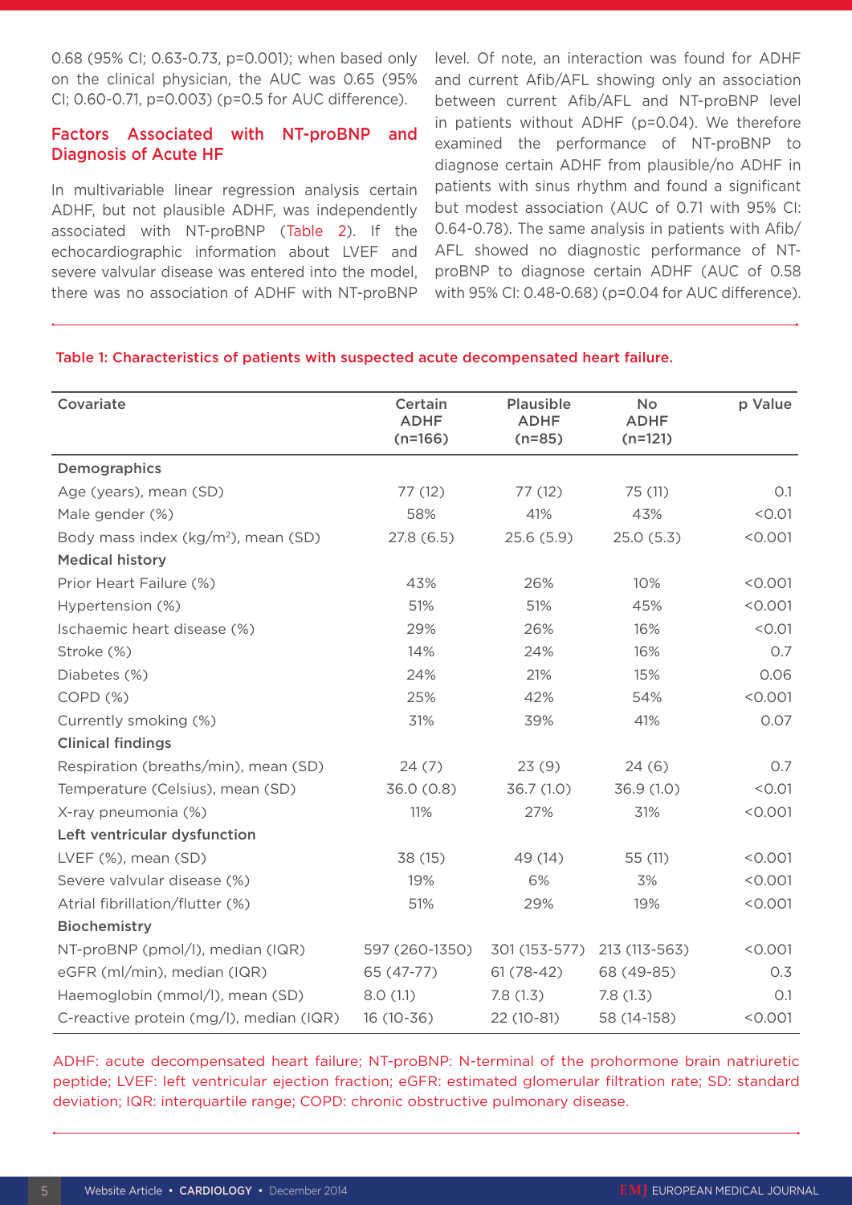0.68 (95% CI; 0.63-0.73, p=0.001); when based only on the clinical physician, the AUC was 0.65 (95% CI; 0.60-0.71, p=0.003) (p=0.5 for AUC difference).

## Factors Associated with NT-proBNP and Diagnosis of Acute HF

In multivariable linear regression analysis certain ADHF, but not plausible ADHF, was independently associated with NT-proBNP (Table 2). If the echocardiographic information about LVEF and severe valvular disease was entered into the model, there was no association of ADHF with NT-proBNP level. Of note, an interaction was found for ADHF and current Afib/AFL showing only an association between current Afib/AFL and NT-proBNP level in patients without ADHF (p=0.04). We therefore examined the performance of NT-proBNP to diagnose certain ADHF from plausible/no ADHF in patients with sinus rhythm and found a significant but modest association (AUC of 0.71 with 95% CI: 0.64-0.78). The same analysis in patients with Afib/AFL showed no diagnostic performance of NT-proBNP to diagnose certain ADHF (AUC of 0.58 with 95% CI: 0.48-0.68) (p=0.04 for AUC difference).

Table 1: Characteristics of patients with suspected acute decompensated heart failure.

| Covariate | Certain ADHF (n=166) | Plausible ADHF (n=85) | No ADHF (n=121) | p Value |
|---|---|---|---|---|
| **Demographics** | | | | |
| Age (years), mean (SD) | 77 (12) | 77 (12) | 75 (11) | 0.1 |
| Male gender (%) | 58% | 41% | 43% | <0.01 |
| Body mass index (kg/m$^2$), mean (SD) | 27.8 (6.5) | 25.6 (5.9) | 25.0 (5.3) | <0.001 |
| **Medical history** | | | | |
| Prior Heart Failure (%) | 43% | 26% | 10% | <0.001 |
| Hypertension (%) | 51% | 51% | 45% | <0.001 |
| Ischaemic heart disease (%) | 29% | 26% | 16% | <0.01 |
| Stroke (%) | 14% | 24% | 16% | 0.7 |
| Diabetes (%) | 24% | 21% | 15% | 0.06 |
| COPD (%) | 25% | 42% | 54% | <0.001 |
| Currently smoking (%) | 31% | 39% | 41% | 0.07 |
| **Clinical findings** | | | | |
| Respiration (breaths/min), mean (SD) | 24 (7) | 23 (9) | 24 (6) | 0.7 |
| Temperature (Celsius), mean (SD) | 36.0 (0.8) | 36.7 (1.0) | 36.9 (1.0) | <0.01 |
| X-ray pneumonia (%) | 11% | 27% | 31% | <0.001 |
| **Left ventricular dysfunction** | | | | |
| LVEF (%), mean (SD) | 38 (15) | 49 (14) | 55 (11) | <0.001 |
| Severe valvular disease (%) | 19% | 6% | 3% | <0.001 |
| Atrial fibrillation/flutter (%) | 51% | 29% | 19% | <0.001 |
| **Biochemistry** | | | | |
| NT-proBNP (pmol/l), median (IQR) | 597 (260-1350) | 301 (153-577) | 213 (113-563) | <0.001 |
| eGFR (ml/min), median (IQR) | 65 (47-77) | 61 (78-42) | 68 (49-85) | 0.3 |
| Haemoglobin (mmol/l), mean (SD) | 8.0 (1.1) | 7.8 (1.3) | 7.8 (1.3) | 0.1 |
| C-reactive protein (mg/l), median (IQR) | 16 (10-36) | 22 (10-81) | 58 (14-158) | <0.001 |

ADHF: acute decompensated heart failure; NT-proBNP: N-terminal of the prohormone brain natriuretic peptide; LVEF: left ventricular ejection fraction; eGFR: estimated glomerular filtration rate; SD: standard deviation; IQR: interquartile range; COPD: chronic obstructive pulmonary disease.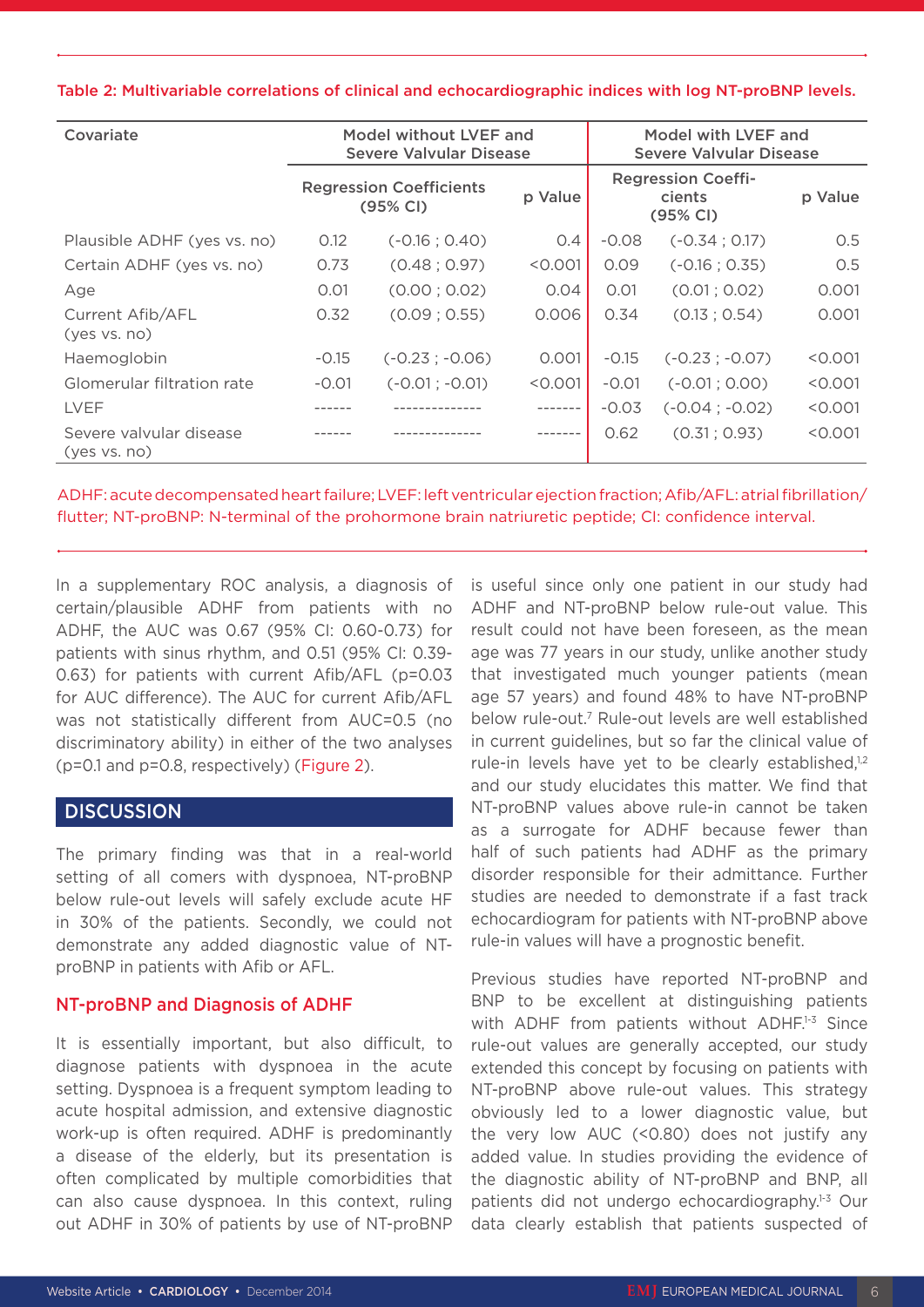**Table 2: Multivariable correlations of clinical and echocardiographic indices with log NT-proBNP levels.**

| Covariate | Model without LVEF and Severe Valvular Disease | | | Model with LVEF and Severe Valvular Disease | | |
|---|---|---|---|---|---|---|
| | Regression Coefficients (95% CI) | | p Value | Regression Coefficients (95% CI) | | p Value |
| Plausible ADHF (yes vs. no) | 0.12 | (-0.16 ; 0.40) | 0.4 | -0.08 | (-0.34 ; 0.17) | 0.5 |
| Certain ADHF (yes vs. no) | 0.73 | (0.48 ; 0.97) | <0.001 | 0.09 | (-0.16 ; 0.35) | 0.5 |
| Age | 0.01 | (0.00 ; 0.02) | 0.04 | 0.01 | (0.01 ; 0.02) | 0.001 |
| Current Afib/AFL (yes vs. no) | 0.32 | (0.09 ; 0.55) | 0.006 | 0.34 | (0.13 ; 0.54) | 0.001 |
| Haemoglobin | -0.15 | (-0.23 ; -0.06) | 0.001 | -0.15 | (-0.23 ; -0.07) | <0.001 |
| Glomerular filtration rate | -0.01 | (-0.01 ; -0.01) | <0.001 | -0.01 | (-0.01 ; 0.00) | <0.001 |
| LVEF | ------ | -------------- | ------- | -0.03 | (-0.04 ; -0.02) | <0.001 |
| Severe valvular disease (yes vs. no) | ------ | -------------- | ------- | 0.62 | (0.31 ; 0.93) | <0.001 |

ADHF: acute decompensated heart failure; LVEF: left ventricular ejection fraction; Afib/AFL: atrial fibrillation/flutter; NT-proBNP: N-terminal of the prohormone brain natriuretic peptide; CI: confidence interval.

In a supplementary ROC analysis, a diagnosis of certain/plausible ADHF from patients with no ADHF, the AUC was 0.67 (95% CI: 0.60-0.73) for patients with sinus rhythm, and 0.51 (95% CI: 0.39-0.63) for patients with current Afib/AFL (p=0.03 for AUC difference). The AUC for current Afib/AFL was not statistically different from AUC=0.5 (no discriminatory ability) in either of the two analyses (p=0.1 and p=0.8, respectively) (Figure 2).

## DISCUSSION

The primary finding was that in a real-world setting of all comers with dyspnoea, NT-proBNP below rule-out levels will safely exclude acute HF in 30% of the patients. Secondly, we could not demonstrate any added diagnostic value of NT-proBNP in patients with Afib or AFL.

### NT-proBNP and Diagnosis of ADHF

It is essentially important, but also difficult, to diagnose patients with dyspnoea in the acute setting. Dyspnoea is a frequent symptom leading to acute hospital admission, and extensive diagnostic work-up is often required. ADHF is predominantly a disease of the elderly, but its presentation is often complicated by multiple comorbidities that can also cause dyspnoea. In this context, ruling out ADHF in 30% of patients by use of NT-proBNP is useful since only one patient in our study had ADHF and NT-proBNP below rule-out value. This result could not have been foreseen, as the mean age was 77 years in our study, unlike another study that investigated much younger patients (mean age 57 years) and found 48% to have NT-proBNP below rule-out.[7] Rule-out levels are well established in current guidelines, but so far the clinical value of rule-in levels have yet to be clearly established,[1,2] and our study elucidates this matter. We find that NT-proBNP values above rule-in cannot be taken as a surrogate for ADHF because fewer than half of such patients had ADHF as the primary disorder responsible for their admittance. Further studies are needed to demonstrate if a fast track echocardiogram for patients with NT-proBNP above rule-in values will have a prognostic benefit.

Previous studies have reported NT-proBNP and BNP to be excellent at distinguishing patients with ADHF from patients without ADHF.[1-3] Since rule-out values are generally accepted, our study extended this concept by focusing on patients with NT-proBNP above rule-out values. This strategy obviously led to a lower diagnostic value, but the very low AUC (<0.80) does not justify any added value. In studies providing the evidence of the diagnostic ability of NT-proBNP and BNP, all patients did not undergo echocardiography.[1-3] Our data clearly establish that patients suspected of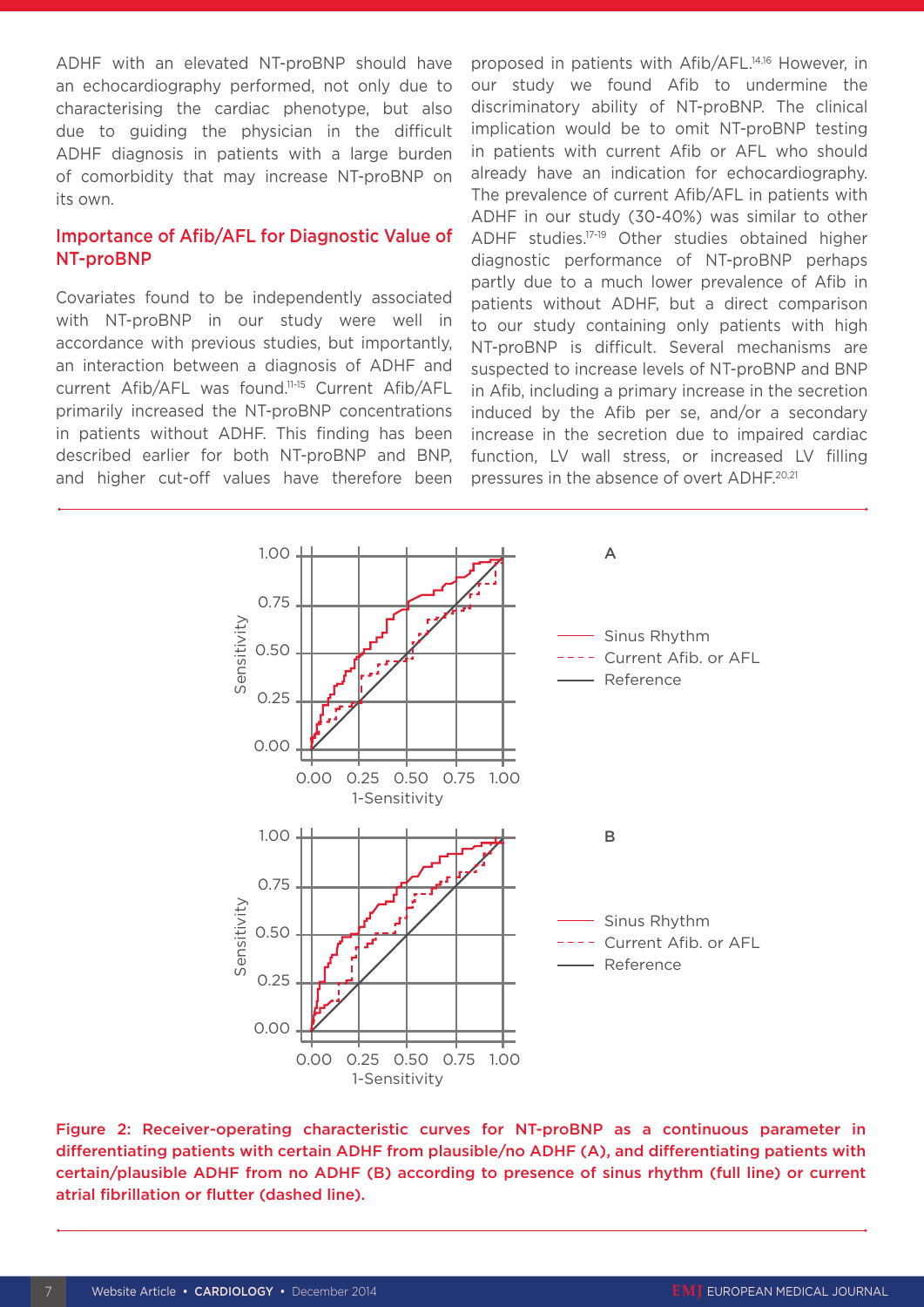ADHF with an elevated NT-proBNP should have an echocardiography performed, not only due to characterising the cardiac phenotype, but also due to guiding the physician in the difficult ADHF diagnosis in patients with a large burden of comorbidity that may increase NT-proBNP on its own.

## Importance of Afib/AFL for Diagnostic Value of NT-proBNP

Covariates found to be independently associated with NT-proBNP in our study were well in accordance with previous studies, but importantly, an interaction between a diagnosis of ADHF and current Afib/AFL was found.[11-15] Current Afib/AFL primarily increased the NT-proBNP concentrations in patients without ADHF. This finding has been described earlier for both NT-proBNP and BNP, and higher cut-off values have therefore been proposed in patients with Afib/AFL.[14,16] However, in our study we found Afib to undermine the discriminatory ability of NT-proBNP. The clinical implication would be to omit NT-proBNP testing in patients with current Afib or AFL who should already have an indication for echocardiography. The prevalence of current Afib/AFL in patients with ADHF in our study (30-40%) was similar to other ADHF studies.[17-19] Other studies obtained higher diagnostic performance of NT-proBNP perhaps partly due to a much lower prevalence of Afib in patients without ADHF, but a direct comparison to our study containing only patients with high NT-proBNP is difficult. Several mechanisms are suspected to increase levels of NT-proBNP and BNP in Afib, including a primary increase in the secretion induced by the Afib per se, and/or a secondary increase in the secretion due to impaired cardiac function, LV wall stress, or increased LV filling pressures in the absence of overt ADHF.[20,21]

Figure 2: Receiver-operating characteristic curves for NT-proBNP as a continuous parameter in differentiating patients with certain ADHF from plausible/no ADHF (A), and differentiating patients with certain/plausible ADHF from no ADHF (B) according to presence of sinus rhythm (full line) or current atrial fibrillation or flutter (dashed line).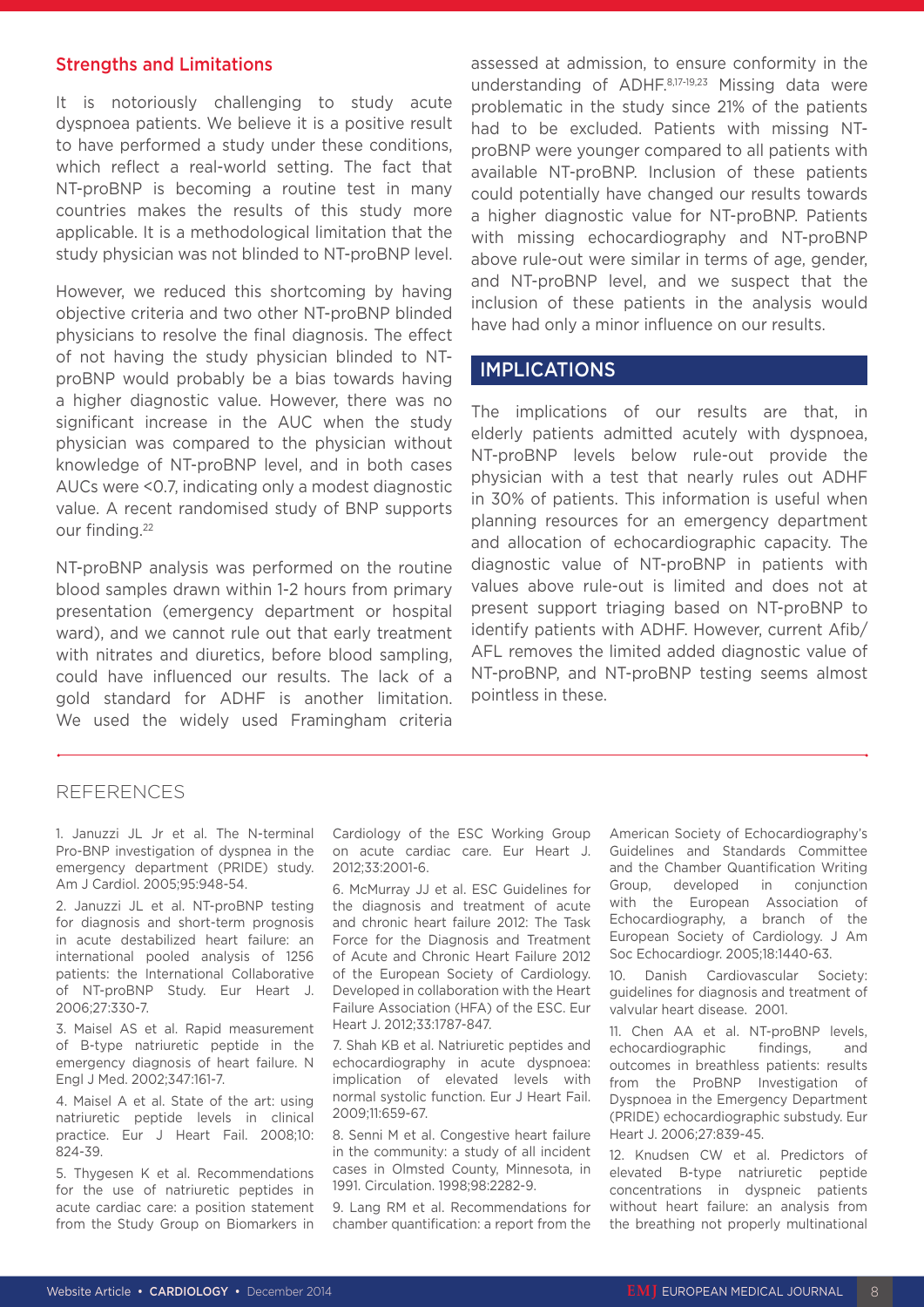## Strengths and Limitations

It is notoriously challenging to study acute dyspnoea patients. We believe it is a positive result to have performed a study under these conditions, which reflect a real-world setting. The fact that NT-proBNP is becoming a routine test in many countries makes the results of this study more applicable. It is a methodological limitation that the study physician was not blinded to NT-proBNP level.

However, we reduced this shortcoming by having objective criteria and two other NT-proBNP blinded physicians to resolve the final diagnosis. The effect of not having the study physician blinded to NT-proBNP would probably be a bias towards having a higher diagnostic value. However, there was no significant increase in the AUC when the study physician was compared to the physician without knowledge of NT-proBNP level, and in both cases AUCs were <0.7, indicating only a modest diagnostic value. A recent randomised study of BNP supports our finding.[22]

NT-proBNP analysis was performed on the routine blood samples drawn within 1-2 hours from primary presentation (emergency department or hospital ward), and we cannot rule out that early treatment with nitrates and diuretics, before blood sampling, could have influenced our results. The lack of a gold standard for ADHF is another limitation. We used the widely used Framingham criteria assessed at admission, to ensure conformity in the understanding of ADHF.[8,17-19,23] Missing data were problematic in the study since 21% of the patients had to be excluded. Patients with missing NT-proBNP were younger compared to all patients with available NT-proBNP. Inclusion of these patients could potentially have changed our results towards a higher diagnostic value for NT-proBNP. Patients with missing echocardiography and NT-proBNP above rule-out were similar in terms of age, gender, and NT-proBNP level, and we suspect that the inclusion of these patients in the analysis would have had only a minor influence on our results.

## IMPLICATIONS

The implications of our results are that, in elderly patients admitted acutely with dyspnoea, NT-proBNP levels below rule-out provide the physician with a test that nearly rules out ADHF in 30% of patients. This information is useful when planning resources for an emergency department and allocation of echocardiographic capacity. The diagnostic value of NT-proBNP in patients with values above rule-out is limited and does not at present support triaging based on NT-proBNP to identify patients with ADHF. However, current Afib/AFL removes the limited added diagnostic value of NT-proBNP, and NT-proBNP testing seems almost pointless in these.

## REFERENCES

1. Januzzi JL Jr et al. The N-terminal Pro-BNP investigation of dyspnea in the emergency department (PRIDE) study. Am J Cardiol. 2005;95:948-54.
2. Januzzi JL et al. NT-proBNP testing for diagnosis and short-term prognosis in acute destabilized heart failure: an international pooled analysis of 1256 patients: the International Collaborative of NT-proBNP Study. Eur Heart J. 2006;27:330-7.
3. Maisel AS et al. Rapid measurement of B-type natriuretic peptide in the emergency diagnosis of heart failure. N Engl J Med. 2002;347:161-7.
4. Maisel A et al. State of the art: using natriuretic peptide levels in clinical practice. Eur J Heart Fail. 2008;10: 824-39.
5. Thygesen K et al. Recommendations for the use of natriuretic peptides in acute cardiac care: a position statement from the Study Group on Biomarkers in Cardiology of the ESC Working Group on acute cardiac care. Eur Heart J. 2012;33:2001-6.
6. McMurray JJ et al. ESC Guidelines for the diagnosis and treatment of acute and chronic heart failure 2012: The Task Force for the Diagnosis and Treatment of Acute and Chronic Heart Failure 2012 of the European Society of Cardiology. Developed in collaboration with the Heart Failure Association (HFA) of the ESC. Eur Heart J. 2012;33:1787-847.
7. Shah KB et al. Natriuretic peptides and echocardiography in acute dyspnoea: implication of elevated levels with normal systolic function. Eur J Heart Fail. 2009;11:659-67.
8. Senni M et al. Congestive heart failure in the community: a study of all incident cases in Olmsted County, Minnesota, in 1991. Circulation. 1998;98:2282-9.
9. Lang RM et al. Recommendations for chamber quantification: a report from the American Society of Echocardiography's Guidelines and Standards Committee and the Chamber Quantification Writing Group, developed in conjunction with the European Association of Echocardiography, a branch of the European Society of Cardiology. J Am Soc Echocardiogr. 2005;18:1440-63.
10. Danish Cardiovascular Society: guidelines for diagnosis and treatment of valvular heart disease. 2001.
11. Chen AA et al. NT-proBNP levels, echocardiographic findings, and outcomes in breathless patients: results from the ProBNP Investigation of Dyspnoea in the Emergency Department (PRIDE) echocardiographic substudy. Eur Heart J. 2006;27:839-45.
12. Knudsen CW et al. Predictors of elevated B-type natriuretic peptide concentrations in dyspneic patients without heart failure: an analysis from the breathing not properly multinational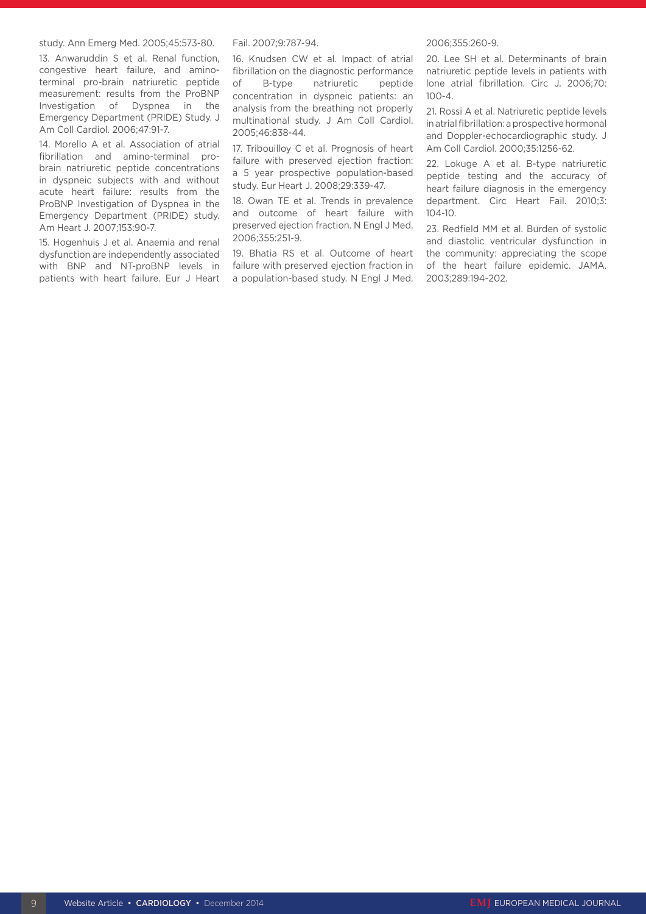study. Ann Emerg Med. 2005;45:573-80.

13. Anwaruddin S et al. Renal function, congestive heart failure, and amino-terminal pro-brain natriuretic peptide measurement: results from the ProBNP Investigation of Dyspnea in the Emergency Department (PRIDE) Study. J Am Coll Cardiol. 2006;47:91-7.

14. Morello A et al. Association of atrial fibrillation and amino-terminal pro-brain natriuretic peptide concentrations in dyspneic subjects with and without acute heart failure: results from the ProBNP Investigation of Dyspnea in the Emergency Department (PRIDE) study. Am Heart J. 2007;153:90-7.

15. Hogenhuis J et al. Anaemia and renal dysfunction are independently associated with BNP and NT-proBNP levels in patients with heart failure. Eur J Heart Fail. 2007;9:787-94.

16. Knudsen CW et al. Impact of atrial fibrillation on the diagnostic performance of B-type natriuretic peptide concentration in dyspneic patients: an analysis from the breathing not properly multinational study. J Am Coll Cardiol. 2005;46:838-44.

17. Tribouilloy C et al. Prognosis of heart failure with preserved ejection fraction: a 5 year prospective population-based study. Eur Heart J. 2008;29:339-47.

18. Owan TE et al. Trends in prevalence and outcome of heart failure with preserved ejection fraction. N Engl J Med. 2006;355:251-9.

19. Bhatia RS et al. Outcome of heart failure with preserved ejection fraction in a population-based study. N Engl J Med. 2006;355:260-9.

20. Lee SH et al. Determinants of brain natriuretic peptide levels in patients with lone atrial fibrillation. Circ J. 2006;70:100-4.

21. Rossi A et al. Natriuretic peptide levels in atrial fibrillation: a prospective hormonal and Doppler-echocardiographic study. J Am Coll Cardiol. 2000;35:1256-62.

22. Lokuge A et al. B-type natriuretic peptide testing and the accuracy of heart failure diagnosis in the emergency department. Circ Heart Fail. 2010;3:104-10.

23. Redfield MM et al. Burden of systolic and diastolic ventricular dysfunction in the community: appreciating the scope of the heart failure epidemic. JAMA. 2003;289:194-202.